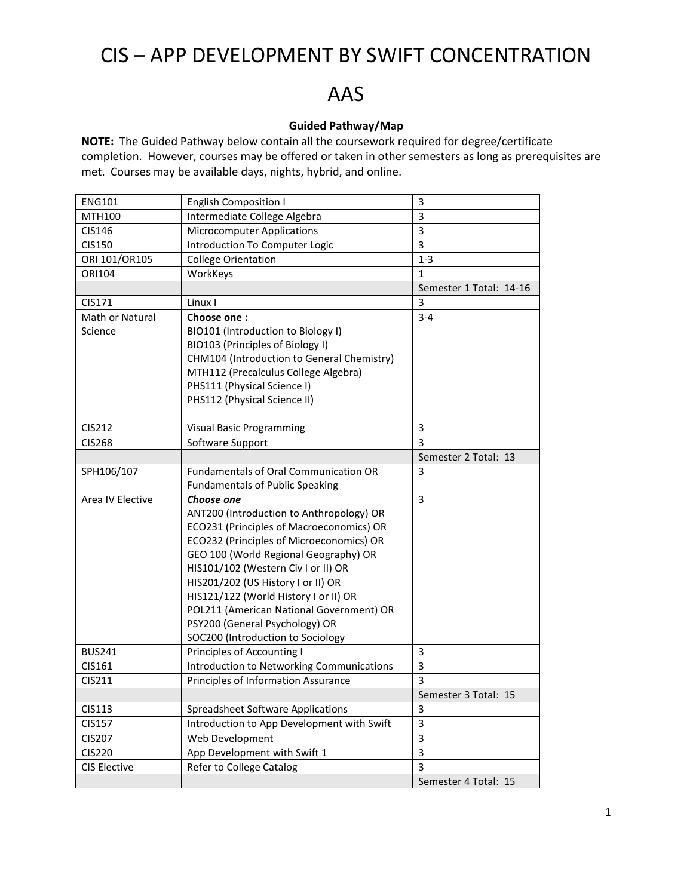# CIS – APP DEVELOPMENT BY SWIFT CONCENTRATION

# AAS

**Guided Pathway/Map**

**NOTE:** The Guided Pathway below contain all the coursework required for degree/certificate completion. However, courses may be offered or taken in other semesters as long as prerequisites are met. Courses may be available days, nights, hybrid, and online.

| | | |
|---|---|---|
| ENG101 | English Composition I | 3 |
| MTH100 | Intermediate College Algebra | 3 |
| CIS146 | Microcomputer Applications | 3 |
| CIS150 | Introduction To Computer Logic | 3 |
| ORI 101/OR105 | College Orientation | 1-3 |
| ORI104 | WorkKeys | 1 |
| | | Semester 1 Total: 14-16 |
| CIS171 | Linux I | 3 |
| Math or Natural Science | **Choose one :**<br>BIO101 (Introduction to Biology I)<br>BIO103 (Principles of Biology I)<br>CHM104 (Introduction to General Chemistry)<br>MTH112 (Precalculus College Algebra)<br>PHS111 (Physical Science I)<br>PHS112 (Physical Science II) | 3-4 |
| CIS212 | Visual Basic Programming | 3 |
| CIS268 | Software Support | 3 |
| | | Semester 2 Total: 13 |
| SPH106/107 | Fundamentals of Oral Communication OR Fundamentals of Public Speaking | 3 |
| Area IV Elective | ***Choose one***<br>ANT200 (Introduction to Anthropology) OR<br>ECO231 (Principles of Macroeconomics) OR<br>ECO232 (Principles of Microeconomics) OR<br>GEO 100 (World Regional Geography) OR<br>HIS101/102 (Western Civ I or II) OR<br>HIS201/202 (US History I or II) OR<br>HIS121/122 (World History I or II) OR<br>POL211 (American National Government) OR<br>PSY200 (General Psychology) OR<br>SOC200 (Introduction to Sociology | 3 |
| BUS241 | Principles of Accounting I | 3 |
| CIS161 | Introduction to Networking Communications | 3 |
| CIS211 | Principles of Information Assurance | 3 |
| | | Semester 3 Total: 15 |
| CIS113 | Spreadsheet Software Applications | 3 |
| CIS157 | Introduction to App Development with Swift | 3 |
| CIS207 | Web Development | 3 |
| CIS220 | App Development with Swift 1 | 3 |
| CIS Elective | Refer to College Catalog | 3 |
| | | Semester 4 Total: 15 |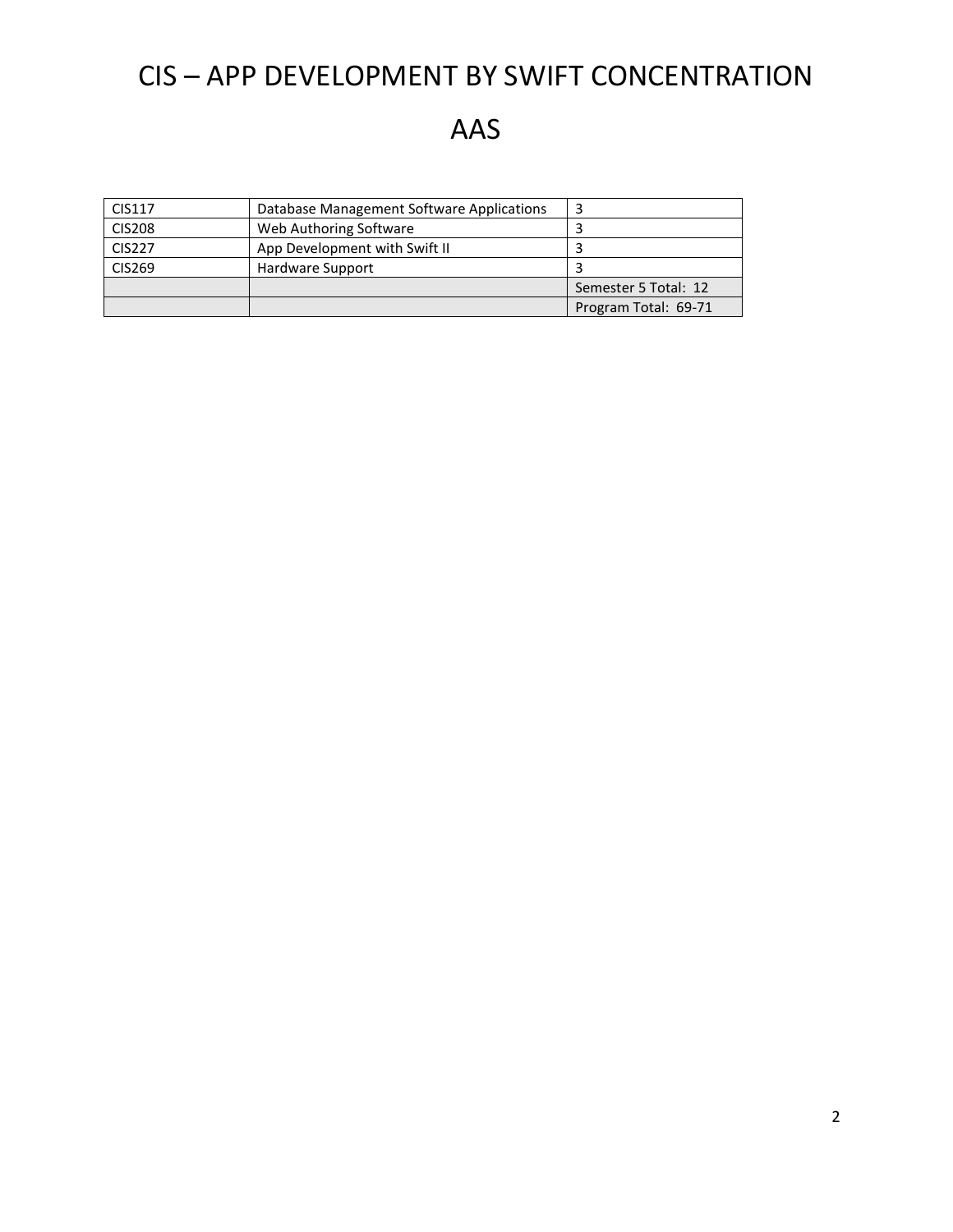# CIS – APP DEVELOPMENT BY SWIFT CONCENTRATION

# AAS

| | | |
|---|---|---|
| CIS117 | Database Management Software Applications | 3 |
| CIS208 | Web Authoring Software | 3 |
| CIS227 | App Development with Swift II | 3 |
| CIS269 | Hardware Support | 3 |
| | | Semester 5 Total: 12 |
| | | Program Total: 69-71 |